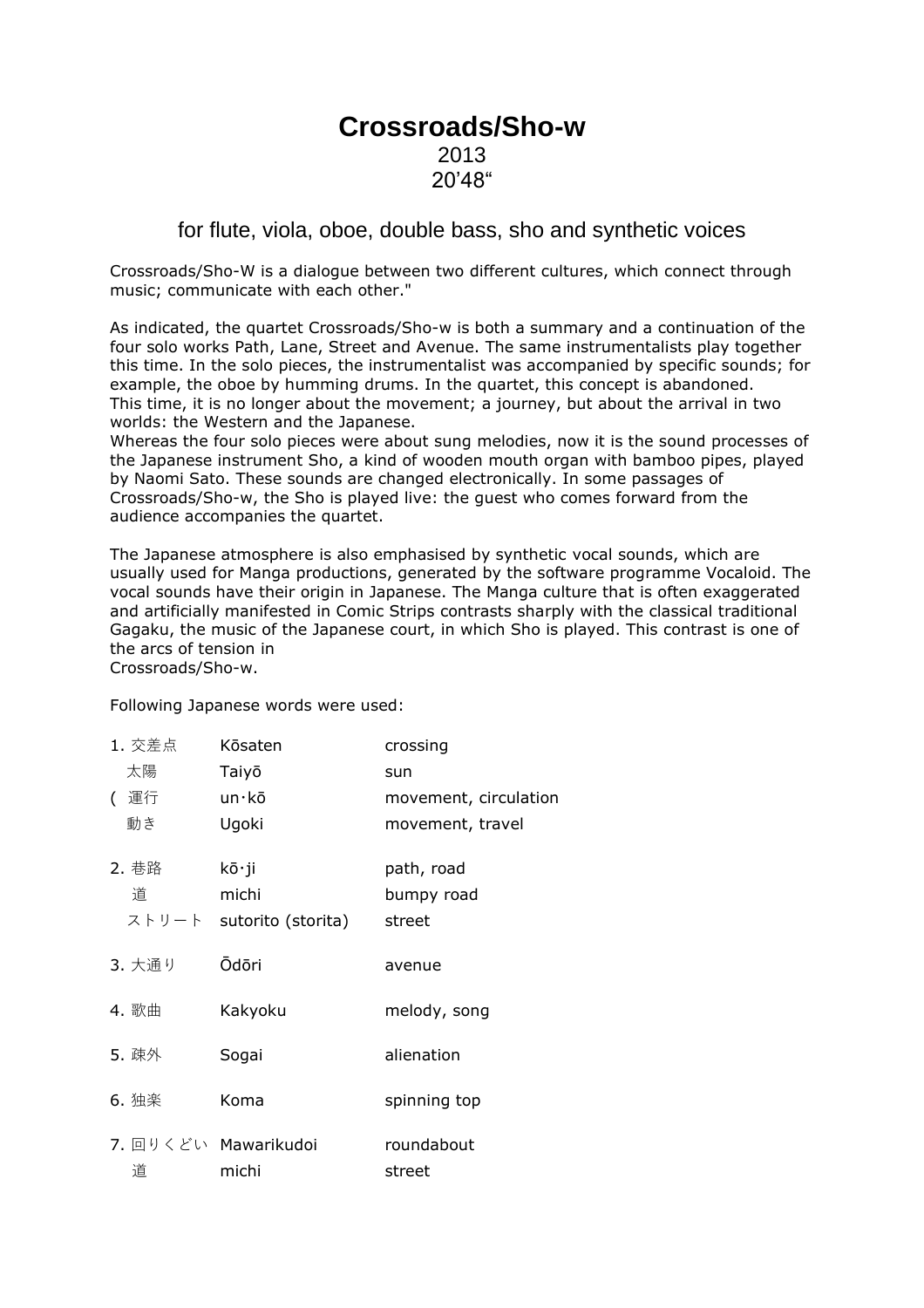# Crossroads/Sho-w

2013

20'48"

## for flute, viola, oboe, double bass, sho and synthetic voices

Crossroads/Sho-W is a dialogue between two different cultures, which connect through music; communicate with each other."

As indicated, the quartet Crossroads/Sho-w is both a summary and a continuation of the four solo works Path, Lane, Street and Avenue. The same instrumentalists play together this time. In the solo pieces, the instrumentalist was accompanied by specific sounds; for example, the oboe by humming drums. In the quartet, this concept is abandoned.
This time, it is no longer about the movement; a journey, but about the arrival in two worlds: the Western and the Japanese.
Whereas the four solo pieces were about sung melodies, now it is the sound processes of the Japanese instrument Sho, a kind of wooden mouth organ with bamboo pipes, played by Naomi Sato. These sounds are changed electronically. In some passages of Crossroads/Sho-w, the Sho is played live: the guest who comes forward from the audience accompanies the quartet.

The Japanese atmosphere is also emphasised by synthetic vocal sounds, which are usually used for Manga productions, generated by the software programme Vocaloid. The vocal sounds have their origin in Japanese. The Manga culture that is often exaggerated and artificially manifested in Comic Strips contrasts sharply with the classical traditional Gagaku, the music of the Japanese court, in which Sho is played. This contrast is one of the arcs of tension in
Crossroads/Sho-w.

Following Japanese words were used:

| | | |
|---|---|---|
| 1. 交差点 | Kōsaten | crossing |
| 太陽 | Taiyō | sun |
| ( 運行 | un·kō | movement, circulation |
| 動き | Ugoki | movement, travel |
| 2. 巷路 | kō·ji | path, road |
| 道 | michi | bumpy road |
| ストリート | sutorito (storita) | street |
| 3. 大通り | Ōdōri | avenue |
| 4. 歌曲 | Kakyoku | melody, song |
| 5. 疎外 | Sogai | alienation |
| 6. 独楽 | Koma | spinning top |
| 7. 回りくどい | Mawarikudoi | roundabout |
| 道 | michi | street |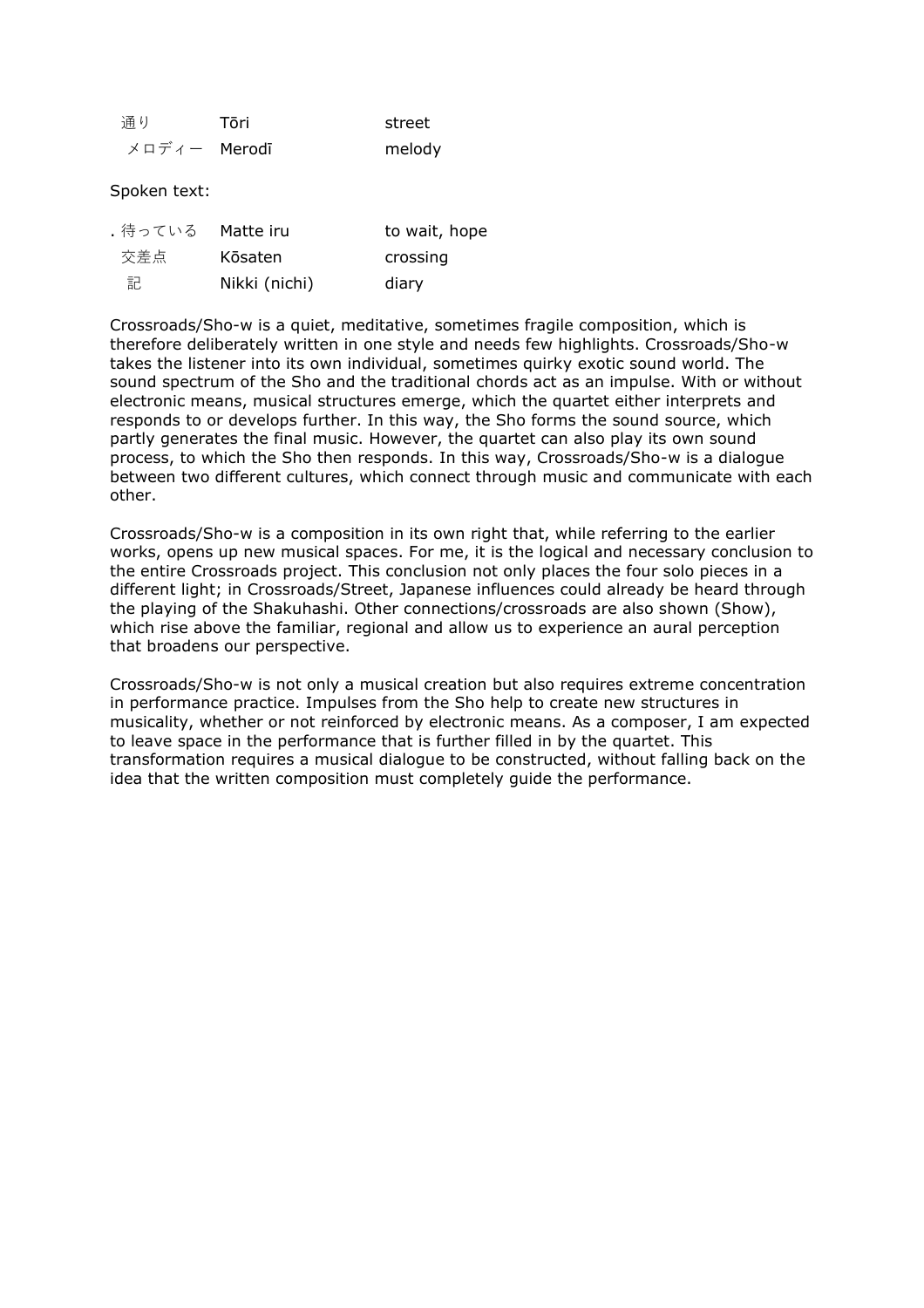| | | |
|---|---|---|
| 通り | Tōri | street |
| メロディー | Merodī | melody |

Spoken text:

| | | |
|---|---|---|
| . 待っている | Matte iru | to wait, hope |
| 交差点 | Kōsaten | crossing |
| 記 | Nikki (nichi) | diary |

Crossroads/Sho-w is a quiet, meditative, sometimes fragile composition, which is therefore deliberately written in one style and needs few highlights. Crossroads/Sho-w takes the listener into its own individual, sometimes quirky exotic sound world. The sound spectrum of the Sho and the traditional chords act as an impulse. With or without electronic means, musical structures emerge, which the quartet either interprets and responds to or develops further. In this way, the Sho forms the sound source, which partly generates the final music. However, the quartet can also play its own sound process, to which the Sho then responds. In this way, Crossroads/Sho-w is a dialogue between two different cultures, which connect through music and communicate with each other.

Crossroads/Sho-w is a composition in its own right that, while referring to the earlier works, opens up new musical spaces. For me, it is the logical and necessary conclusion to the entire Crossroads project. This conclusion not only places the four solo pieces in a different light; in Crossroads/Street, Japanese influences could already be heard through the playing of the Shakuhashi. Other connections/crossroads are also shown (Show), which rise above the familiar, regional and allow us to experience an aural perception that broadens our perspective.

Crossroads/Sho-w is not only a musical creation but also requires extreme concentration in performance practice. Impulses from the Sho help to create new structures in musicality, whether or not reinforced by electronic means. As a composer, I am expected to leave space in the performance that is further filled in by the quartet. This transformation requires a musical dialogue to be constructed, without falling back on the idea that the written composition must completely guide the performance.